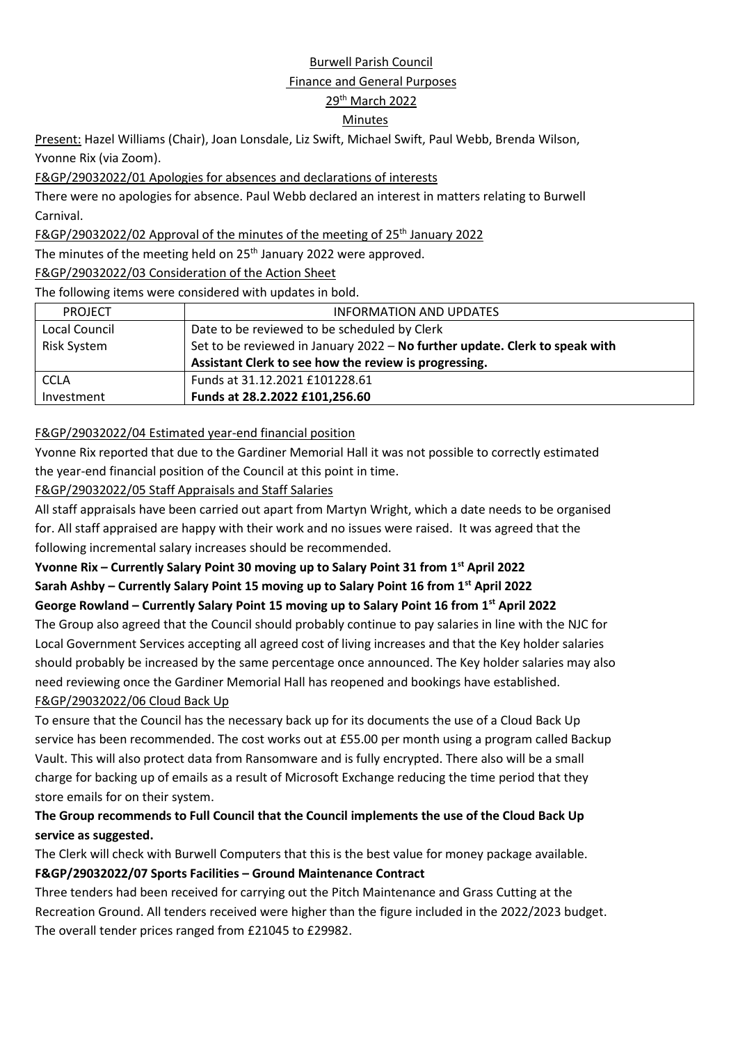Burwell Parish Council

Finance and General Purposes

29th March 2022

Minutes

Present: Hazel Williams (Chair), Joan Lonsdale, Liz Swift, Michael Swift, Paul Webb, Brenda Wilson, Yvonne Rix (via Zoom).

F&GP/29032022/01 Apologies for absences and declarations of interests

There were no apologies for absence. Paul Webb declared an interest in matters relating to Burwell Carnival.

F&GP/29032022/02 Approval of the minutes of the meeting of 25th January 2022

The minutes of the meeting held on 25th January 2022 were approved.

F&GP/29032022/03 Consideration of the Action Sheet

The following items were considered with updates in bold.

| PROJECT | INFORMATION AND UPDATES |
|---|---|
| Local Council Risk System | Date to be reviewed to be scheduled by Clerk<br>Set to be reviewed in January 2022 – **No further update. Clerk to speak with Assistant Clerk to see how the review is progressing.** |
| CCLA Investment | Funds at 31.12.2021 £101228.61<br>**Funds at 28.2.2022 £101,256.60** |

F&GP/29032022/04 Estimated year-end financial position

Yvonne Rix reported that due to the Gardiner Memorial Hall it was not possible to correctly estimated the year-end financial position of the Council at this point in time.

F&GP/29032022/05 Staff Appraisals and Staff Salaries

All staff appraisals have been carried out apart from Martyn Wright, which a date needs to be organised for. All staff appraised are happy with their work and no issues were raised. It was agreed that the following incremental salary increases should be recommended.

**Yvonne Rix – Currently Salary Point 30 moving up to Salary Point 31 from 1st April 2022**

**Sarah Ashby – Currently Salary Point 15 moving up to Salary Point 16 from 1st April 2022**

**George Rowland – Currently Salary Point 15 moving up to Salary Point 16 from 1st April 2022**

The Group also agreed that the Council should probably continue to pay salaries in line with the NJC for Local Government Services accepting all agreed cost of living increases and that the Key holder salaries should probably be increased by the same percentage once announced. The Key holder salaries may also need reviewing once the Gardiner Memorial Hall has reopened and bookings have established.

F&GP/29032022/06 Cloud Back Up

To ensure that the Council has the necessary back up for its documents the use of a Cloud Back Up service has been recommended. The cost works out at £55.00 per month using a program called Backup Vault. This will also protect data from Ransomware and is fully encrypted. There also will be a small charge for backing up of emails as a result of Microsoft Exchange reducing the time period that they store emails for on their system.

**The Group recommends to Full Council that the Council implements the use of the Cloud Back Up service as suggested.**

The Clerk will check with Burwell Computers that this is the best value for money package available.

**F&GP/29032022/07 Sports Facilities – Ground Maintenance Contract**

Three tenders had been received for carrying out the Pitch Maintenance and Grass Cutting at the Recreation Ground. All tenders received were higher than the figure included in the 2022/2023 budget. The overall tender prices ranged from £21045 to £29982.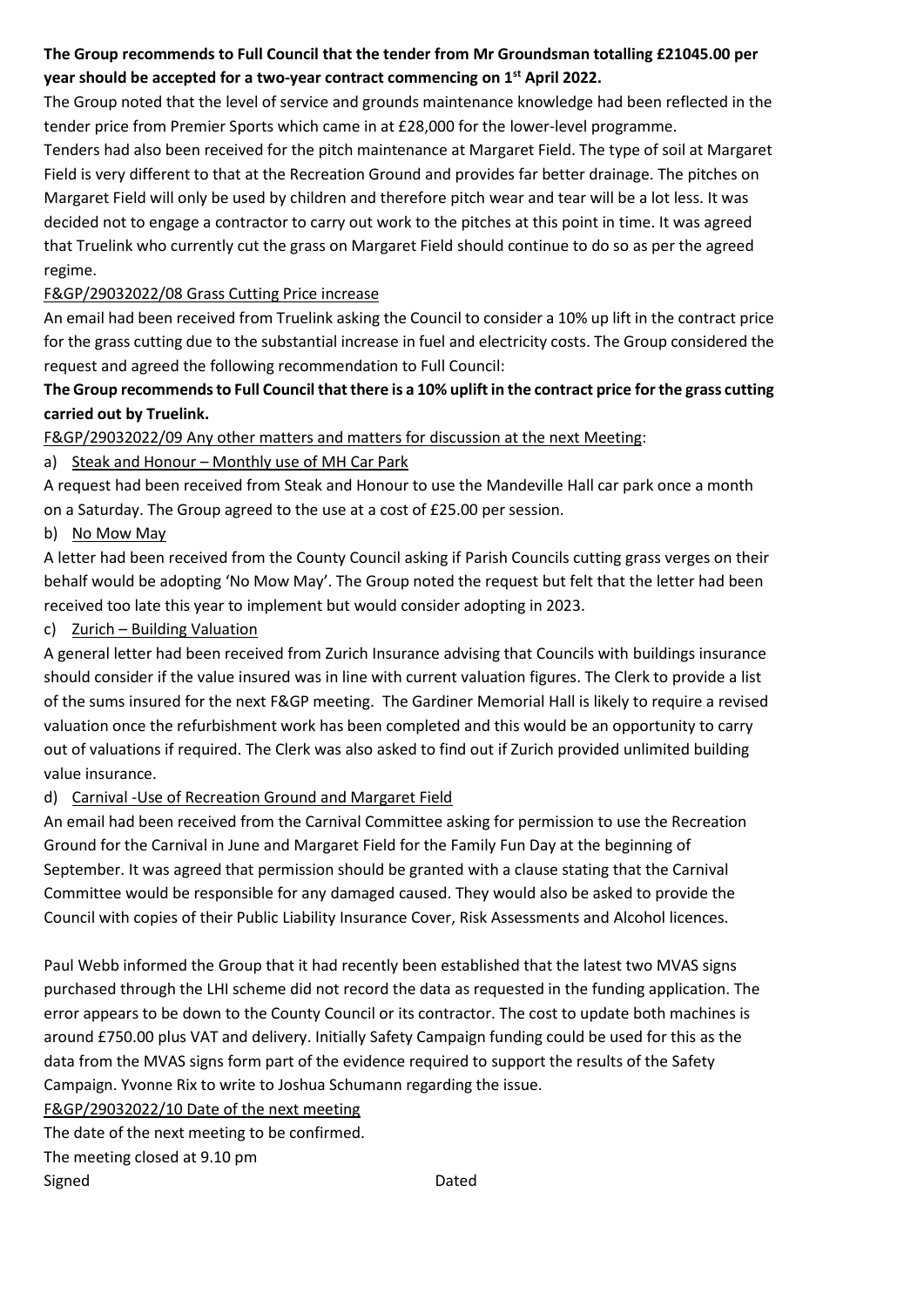**The Group recommends to Full Council that the tender from Mr Groundsman totalling £21045.00 per year should be accepted for a two-year contract commencing on 1st April 2022.**

The Group noted that the level of service and grounds maintenance knowledge had been reflected in the tender price from Premier Sports which came in at £28,000 for the lower-level programme.

Tenders had also been received for the pitch maintenance at Margaret Field. The type of soil at Margaret Field is very different to that at the Recreation Ground and provides far better drainage. The pitches on Margaret Field will only be used by children and therefore pitch wear and tear will be a lot less. It was decided not to engage a contractor to carry out work to the pitches at this point in time. It was agreed that Truelink who currently cut the grass on Margaret Field should continue to do so as per the agreed regime.

F&GP/29032022/08 Grass Cutting Price increase

An email had been received from Truelink asking the Council to consider a 10% up lift in the contract price for the grass cutting due to the substantial increase in fuel and electricity costs. The Group considered the request and agreed the following recommendation to Full Council:

**The Group recommends to Full Council that there is a 10% uplift in the contract price for the grass cutting carried out by Truelink.**

F&GP/29032022/09 Any other matters and matters for discussion at the next Meeting:

a) Steak and Honour – Monthly use of MH Car Park

A request had been received from Steak and Honour to use the Mandeville Hall car park once a month on a Saturday. The Group agreed to the use at a cost of £25.00 per session.

b) No Mow May

A letter had been received from the County Council asking if Parish Councils cutting grass verges on their behalf would be adopting 'No Mow May'. The Group noted the request but felt that the letter had been received too late this year to implement but would consider adopting in 2023.

c) Zurich – Building Valuation

A general letter had been received from Zurich Insurance advising that Councils with buildings insurance should consider if the value insured was in line with current valuation figures. The Clerk to provide a list of the sums insured for the next F&GP meeting. The Gardiner Memorial Hall is likely to require a revised valuation once the refurbishment work has been completed and this would be an opportunity to carry out of valuations if required. The Clerk was also asked to find out if Zurich provided unlimited building value insurance.

d) Carnival -Use of Recreation Ground and Margaret Field

An email had been received from the Carnival Committee asking for permission to use the Recreation Ground for the Carnival in June and Margaret Field for the Family Fun Day at the beginning of September. It was agreed that permission should be granted with a clause stating that the Carnival Committee would be responsible for any damaged caused. They would also be asked to provide the Council with copies of their Public Liability Insurance Cover, Risk Assessments and Alcohol licences.

Paul Webb informed the Group that it had recently been established that the latest two MVAS signs purchased through the LHI scheme did not record the data as requested in the funding application. The error appears to be down to the County Council or its contractor. The cost to update both machines is around £750.00 plus VAT and delivery. Initially Safety Campaign funding could be used for this as the data from the MVAS signs form part of the evidence required to support the results of the Safety Campaign. Yvonne Rix to write to Joshua Schumann regarding the issue.

F&GP/29032022/10 Date of the next meeting

The date of the next meeting to be confirmed.

The meeting closed at 9.10 pm

Signed Dated